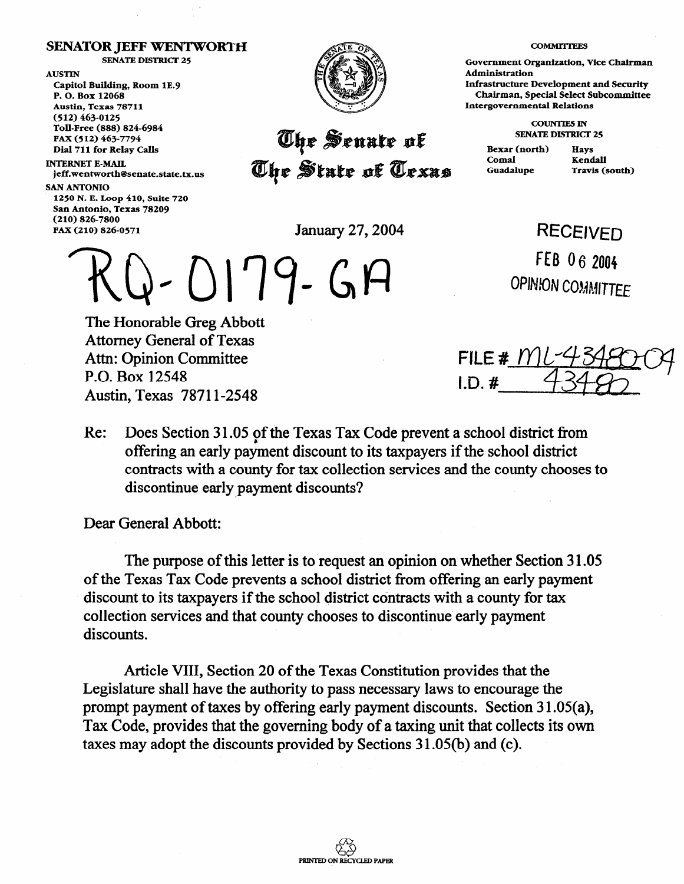**SENATOR JEFF WENTWORTH**
SENATE DISTRICT 25

AUSTIN
Capitol Building, Room 1E.9
P. O. Box 12068
Austin, Texas 78711
(512) 463-0125
Toll-Free (888) 824-6984
FAX (512) 463-7794
Dial 711 for Relay Calls

INTERNET E-MAIL
jeff.wentworth@senate.state.tx.us

SAN ANTONIO
1250 N. E. Loop 410, Suite 720
San Antonio, Texas 78209
(210) 826-7800
FAX (210) 826-0571

**The Senate of The State of Texas**

COMMITTEES
Government Organization, Vice Chairman
Administration
Infrastructure Development and Security
Chairman, Special Select Subcommittee
Intergovernmental Relations

COUNTIES IN SENATE DISTRICT 25

| | |
|---|---|
| Bexar (north) | Hays |
| Comal | Kendall |
| Guadalupe | Travis (south) |

January 27, 2004

RQ-0179-GA

RECEIVED
FEB 06 2004
OPINION COMMITTEE

FILE # ML-43480-04
I.D. # 43480

The Honorable Greg Abbott
Attorney General of Texas
Attn: Opinion Committee
P.O. Box 12548
Austin, Texas 78711-2548

Re: Does Section 31.05 of the Texas Tax Code prevent a school district from offering an early payment discount to its taxpayers if the school district contracts with a county for tax collection services and the county chooses to discontinue early payment discounts?

Dear General Abbott:

The purpose of this letter is to request an opinion on whether Section 31.05 of the Texas Tax Code prevents a school district from offering an early payment discount to its taxpayers if the school district contracts with a county for tax collection services and that county chooses to discontinue early payment discounts.

Article VIII, Section 20 of the Texas Constitution provides that the Legislature shall have the authority to pass necessary laws to encourage the prompt payment of taxes by offering early payment discounts. Section 31.05(a), Tax Code, provides that the governing body of a taxing unit that collects its own taxes may adopt the discounts provided by Sections 31.05(b) and (c).

PRINTED ON RECYCLED PAPER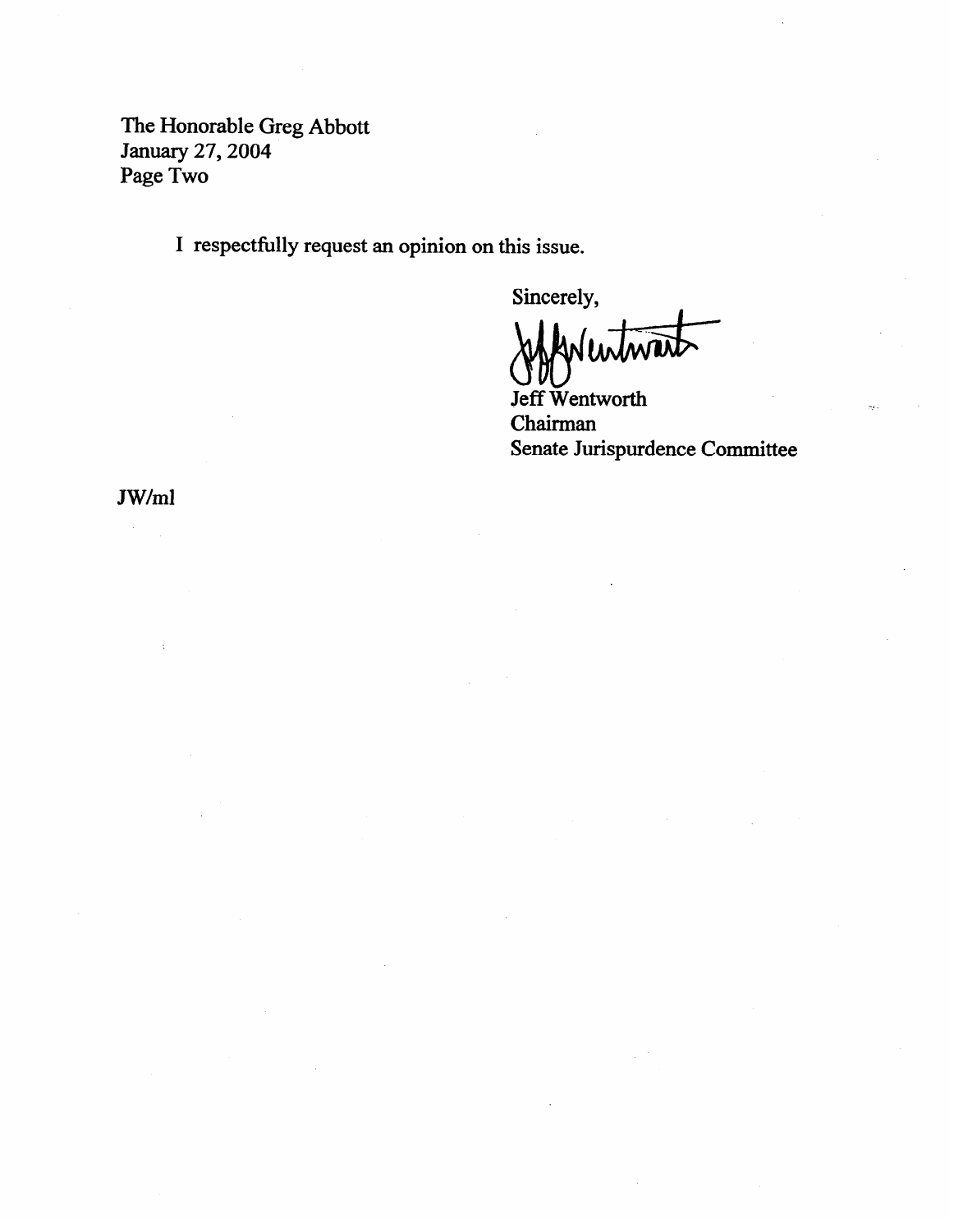The Honorable Greg Abbott
January 27, 2004
Page Two

I respectfully request an opinion on this issue.

Sincerely,

Jeff Wentworth
Chairman
Senate Jurispurdence Committee

JW/ml